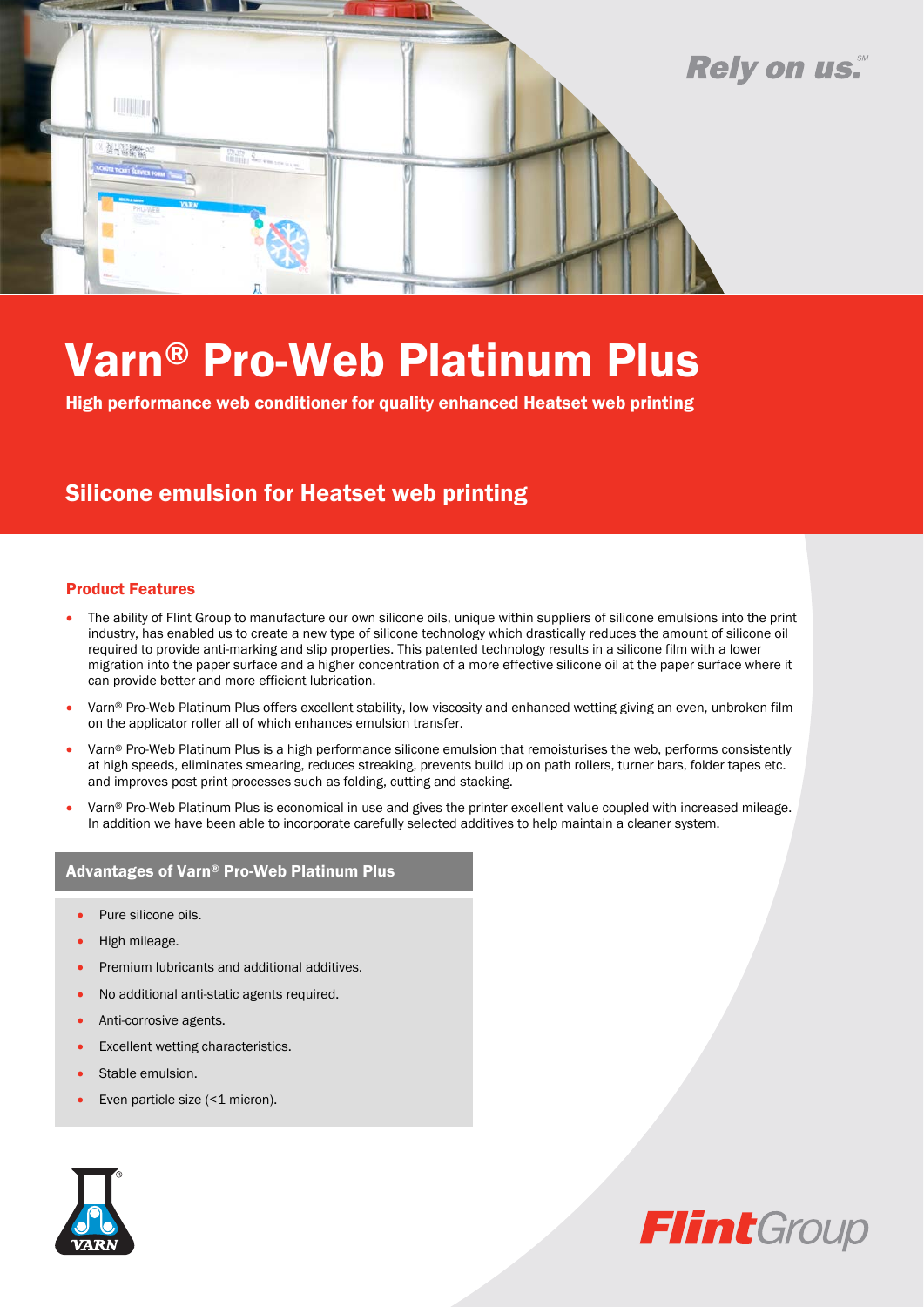Rely on us.℠

# Varn® Pro-Web Platinum Plus

**High performance web conditioner for quality enhanced Heatset web printing**

## Silicone emulsion for Heatset web printing

### Product Features

- The ability of Flint Group to manufacture our own silicone oils, unique within suppliers of silicone emulsions into the print industry, has enabled us to create a new type of silicone technology which drastically reduces the amount of silicone oil required to provide anti-marking and slip properties. This patented technology results in a silicone film with a lower migration into the paper surface and a higher concentration of a more effective silicone oil at the paper surface where it can provide better and more efficient lubrication.
- Varn® Pro-Web Platinum Plus offers excellent stability, low viscosity and enhanced wetting giving an even, unbroken film on the applicator roller all of which enhances emulsion transfer.
- Varn® Pro-Web Platinum Plus is a high performance silicone emulsion that remoisturises the web, performs consistently at high speeds, eliminates smearing, reduces streaking, prevents build up on path rollers, turner bars, folder tapes etc. and improves post print processes such as folding, cutting and stacking.
- Varn® Pro-Web Platinum Plus is economical in use and gives the printer excellent value coupled with increased mileage. In addition we have been able to incorporate carefully selected additives to help maintain a cleaner system.

### Advantages of Varn® Pro-Web Platinum Plus

- Pure silicone oils.
- High mileage.
- Premium lubricants and additional additives.
- No additional anti-static agents required.
- Anti-corrosive agents.
- Excellent wetting characteristics.
- Stable emulsion.
- Even particle size (<1 micron).

VARN

FlintGroup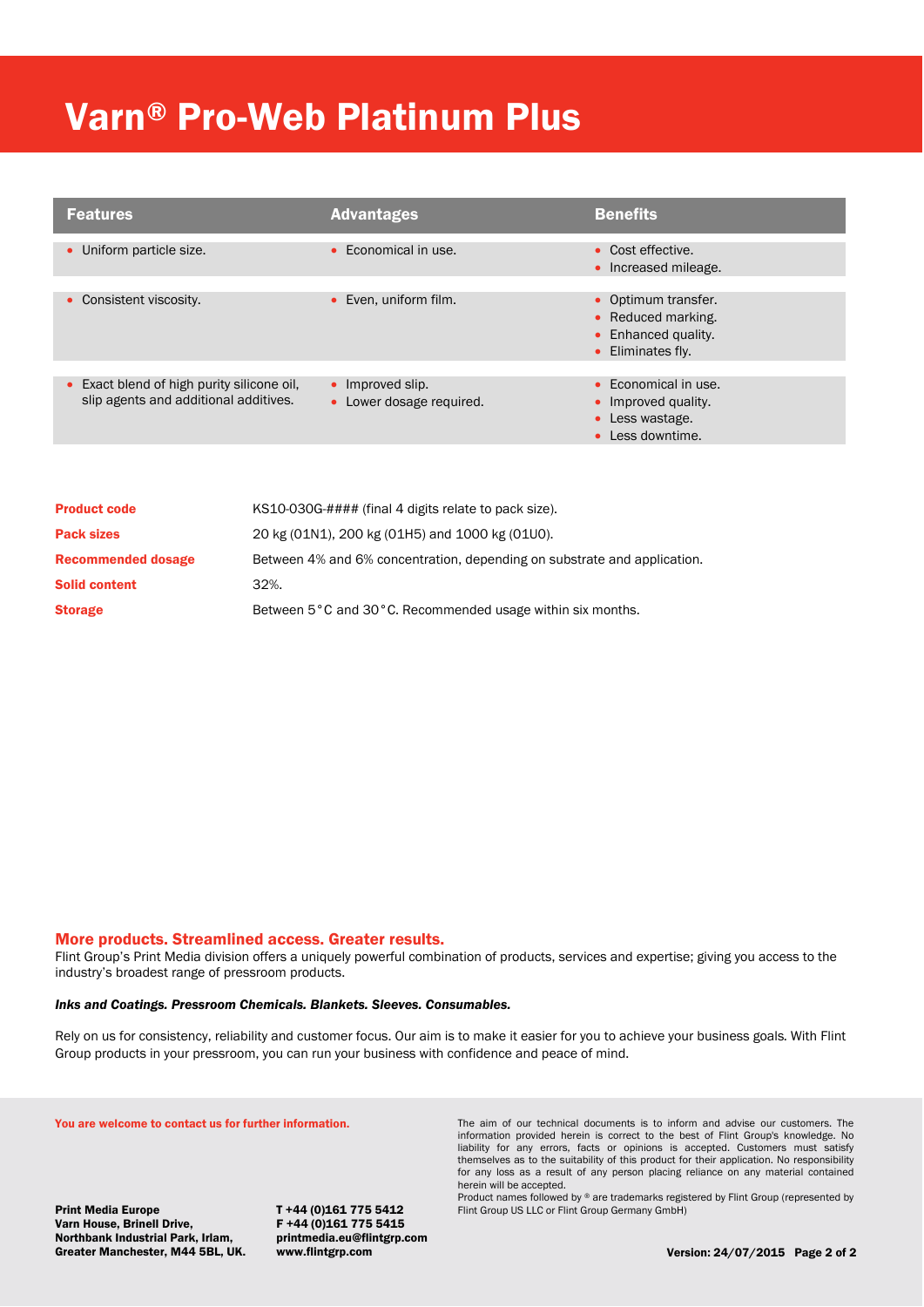# Varn® Pro-Web Platinum Plus

| Features | Advantages | Benefits |
| --- | --- | --- |
| • Uniform particle size. | • Economical in use. | • Cost effective.<br>• Increased mileage. |
| • Consistent viscosity. | • Even, uniform film. | • Optimum transfer.<br>• Reduced marking.<br>• Enhanced quality.<br>• Eliminates fly. |
| • Exact blend of high purity silicone oil, slip agents and additional additives. | • Improved slip.<br>• Lower dosage required. | • Economical in use.<br>• Improved quality.<br>• Less wastage.<br>• Less downtime. |

| | |
| --- | --- |
| **Product code** | KS10-030G-#### (final 4 digits relate to pack size). |
| **Pack sizes** | 20 kg (01N1), 200 kg (01H5) and 1000 kg (01U0). |
| **Recommended dosage** | Between 4% and 6% concentration, depending on substrate and application. |
| **Solid content** | 32%. |
| **Storage** | Between 5°C and 30°C. Recommended usage within six months. |

## More products. Streamlined access. Greater results.

Flint Group's Print Media division offers a uniquely powerful combination of products, services and expertise; giving you access to the industry's broadest range of pressroom products.

***Inks and Coatings. Pressroom Chemicals. Blankets. Sleeves. Consumables.***

Rely on us for consistency, reliability and customer focus. Our aim is to make it easier for you to achieve your business goals. With Flint Group products in your pressroom, you can run your business with confidence and peace of mind.

**You are welcome to contact us for further information.**

**Print Media Europe**
**Varn House, Brinell Drive,**
**Northbank Industrial Park, Irlam,**
**Greater Manchester, M44 5BL, UK.**

**T +44 (0)161 775 5412**
**F +44 (0)161 775 5415**
**printmedia.eu@flintgrp.com**
**www.flintgrp.com**

The aim of our technical documents is to inform and advise our customers. The information provided herein is correct to the best of Flint Group's knowledge. No liability for any errors, facts or opinions is accepted. Customers must satisfy themselves as to the suitability of this product for their application. No responsibility for any loss as a result of any person placing reliance on any material contained herein will be accepted.
Product names followed by ® are trademarks registered by Flint Group (represented by Flint Group US LLC or Flint Group Germany GmbH)

**Version: 24/07/2015**